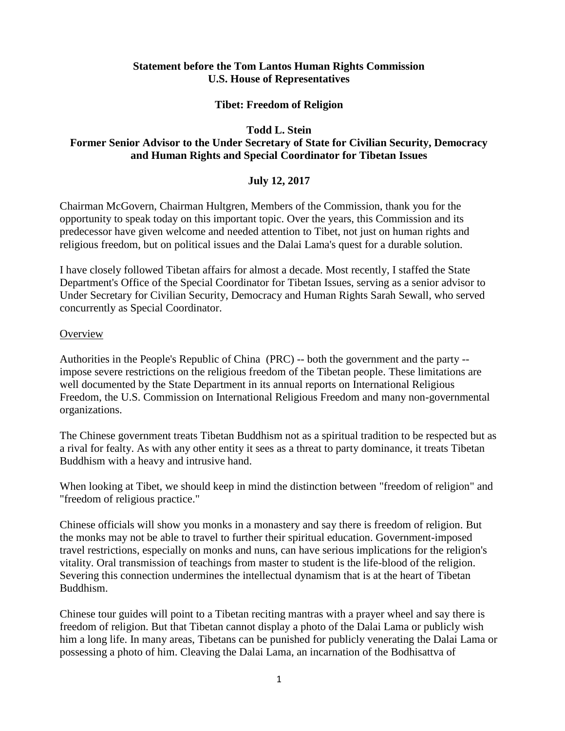**Statement before the Tom Lantos Human Rights Commission**
**U.S. House of Representatives**

**Tibet: Freedom of Religion**

**Todd L. Stein**
**Former Senior Advisor to the Under Secretary of State for Civilian Security, Democracy and Human Rights and Special Coordinator for Tibetan Issues**

**July 12, 2017**

Chairman McGovern, Chairman Hultgren, Members of the Commission, thank you for the opportunity to speak today on this important topic. Over the years, this Commission and its predecessor have given welcome and needed attention to Tibet, not just on human rights and religious freedom, but on political issues and the Dalai Lama's quest for a durable solution.

I have closely followed Tibetan affairs for almost a decade. Most recently, I staffed the State Department's Office of the Special Coordinator for Tibetan Issues, serving as a senior advisor to Under Secretary for Civilian Security, Democracy and Human Rights Sarah Sewall, who served concurrently as Special Coordinator.

## Overview

Authorities in the People's Republic of China (PRC) -- both the government and the party -- impose severe restrictions on the religious freedom of the Tibetan people. These limitations are well documented by the State Department in its annual reports on International Religious Freedom, the U.S. Commission on International Religious Freedom and many non-governmental organizations.

The Chinese government treats Tibetan Buddhism not as a spiritual tradition to be respected but as a rival for fealty. As with any other entity it sees as a threat to party dominance, it treats Tibetan Buddhism with a heavy and intrusive hand.

When looking at Tibet, we should keep in mind the distinction between "freedom of religion" and "freedom of religious practice."

Chinese officials will show you monks in a monastery and say there is freedom of religion. But the monks may not be able to travel to further their spiritual education. Government-imposed travel restrictions, especially on monks and nuns, can have serious implications for the religion's vitality. Oral transmission of teachings from master to student is the life-blood of the religion. Severing this connection undermines the intellectual dynamism that is at the heart of Tibetan Buddhism.

Chinese tour guides will point to a Tibetan reciting mantras with a prayer wheel and say there is freedom of religion. But that Tibetan cannot display a photo of the Dalai Lama or publicly wish him a long life. In many areas, Tibetans can be punished for publicly venerating the Dalai Lama or possessing a photo of him. Cleaving the Dalai Lama, an incarnation of the Bodhisattva of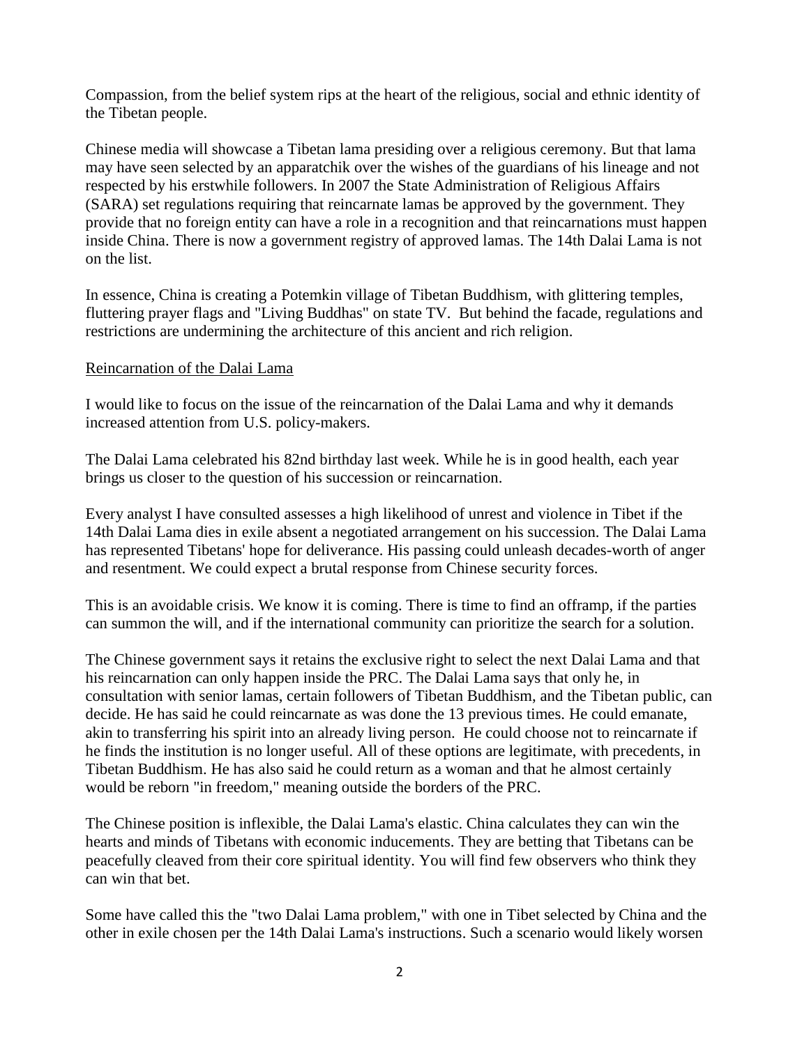Compassion, from the belief system rips at the heart of the religious, social and ethnic identity of the Tibetan people.

Chinese media will showcase a Tibetan lama presiding over a religious ceremony. But that lama may have seen selected by an apparatchik over the wishes of the guardians of his lineage and not respected by his erstwhile followers. In 2007 the State Administration of Religious Affairs (SARA) set regulations requiring that reincarnate lamas be approved by the government. They provide that no foreign entity can have a role in a recognition and that reincarnations must happen inside China. There is now a government registry of approved lamas. The 14th Dalai Lama is not on the list.

In essence, China is creating a Potemkin village of Tibetan Buddhism, with glittering temples, fluttering prayer flags and "Living Buddhas" on state TV. But behind the facade, regulations and restrictions are undermining the architecture of this ancient and rich religion.

## Reincarnation of the Dalai Lama

I would like to focus on the issue of the reincarnation of the Dalai Lama and why it demands increased attention from U.S. policy-makers.

The Dalai Lama celebrated his 82nd birthday last week. While he is in good health, each year brings us closer to the question of his succession or reincarnation.

Every analyst I have consulted assesses a high likelihood of unrest and violence in Tibet if the 14th Dalai Lama dies in exile absent a negotiated arrangement on his succession. The Dalai Lama has represented Tibetans' hope for deliverance. His passing could unleash decades-worth of anger and resentment. We could expect a brutal response from Chinese security forces.

This is an avoidable crisis. We know it is coming. There is time to find an offramp, if the parties can summon the will, and if the international community can prioritize the search for a solution.

The Chinese government says it retains the exclusive right to select the next Dalai Lama and that his reincarnation can only happen inside the PRC. The Dalai Lama says that only he, in consultation with senior lamas, certain followers of Tibetan Buddhism, and the Tibetan public, can decide. He has said he could reincarnate as was done the 13 previous times. He could emanate, akin to transferring his spirit into an already living person. He could choose not to reincarnate if he finds the institution is no longer useful. All of these options are legitimate, with precedents, in Tibetan Buddhism. He has also said he could return as a woman and that he almost certainly would be reborn "in freedom," meaning outside the borders of the PRC.

The Chinese position is inflexible, the Dalai Lama's elastic. China calculates they can win the hearts and minds of Tibetans with economic inducements. They are betting that Tibetans can be peacefully cleaved from their core spiritual identity. You will find few observers who think they can win that bet.

Some have called this the "two Dalai Lama problem," with one in Tibet selected by China and the other in exile chosen per the 14th Dalai Lama's instructions. Such a scenario would likely worsen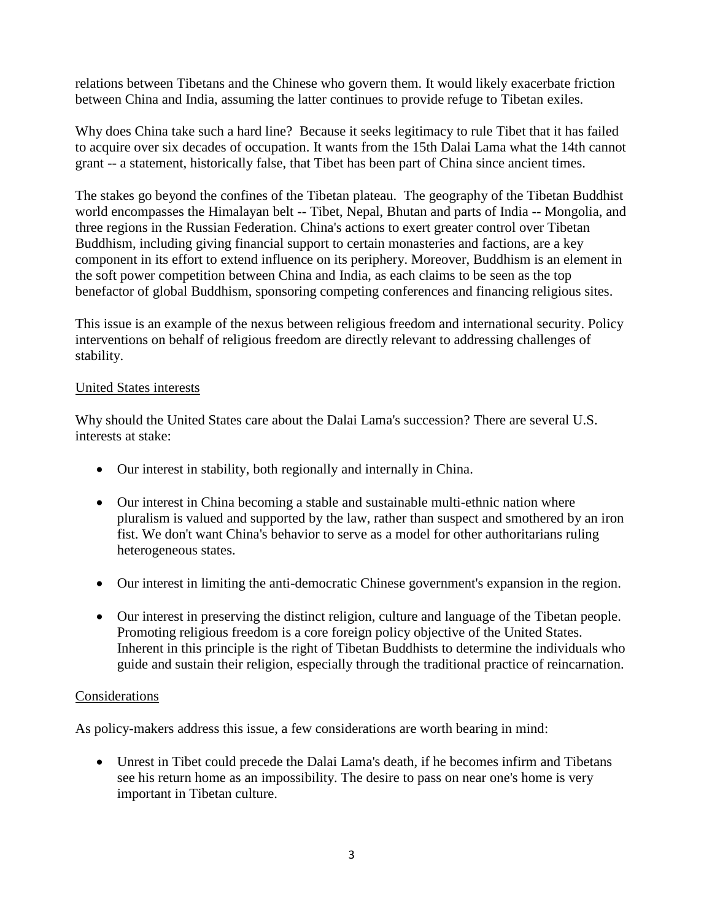relations between Tibetans and the Chinese who govern them. It would likely exacerbate friction between China and India, assuming the latter continues to provide refuge to Tibetan exiles.

Why does China take such a hard line? Because it seeks legitimacy to rule Tibet that it has failed to acquire over six decades of occupation. It wants from the 15th Dalai Lama what the 14th cannot grant -- a statement, historically false, that Tibet has been part of China since ancient times.

The stakes go beyond the confines of the Tibetan plateau. The geography of the Tibetan Buddhist world encompasses the Himalayan belt -- Tibet, Nepal, Bhutan and parts of India -- Mongolia, and three regions in the Russian Federation. China's actions to exert greater control over Tibetan Buddhism, including giving financial support to certain monasteries and factions, are a key component in its effort to extend influence on its periphery. Moreover, Buddhism is an element in the soft power competition between China and India, as each claims to be seen as the top benefactor of global Buddhism, sponsoring competing conferences and financing religious sites.

This issue is an example of the nexus between religious freedom and international security. Policy interventions on behalf of religious freedom are directly relevant to addressing challenges of stability.

## United States interests

Why should the United States care about the Dalai Lama's succession? There are several U.S. interests at stake:

- Our interest in stability, both regionally and internally in China.
- Our interest in China becoming a stable and sustainable multi-ethnic nation where pluralism is valued and supported by the law, rather than suspect and smothered by an iron fist. We don't want China's behavior to serve as a model for other authoritarians ruling heterogeneous states.
- Our interest in limiting the anti-democratic Chinese government's expansion in the region.
- Our interest in preserving the distinct religion, culture and language of the Tibetan people. Promoting religious freedom is a core foreign policy objective of the United States. Inherent in this principle is the right of Tibetan Buddhists to determine the individuals who guide and sustain their religion, especially through the traditional practice of reincarnation.

## Considerations

As policy-makers address this issue, a few considerations are worth bearing in mind:

- Unrest in Tibet could precede the Dalai Lama's death, if he becomes infirm and Tibetans see his return home as an impossibility. The desire to pass on near one's home is very important in Tibetan culture.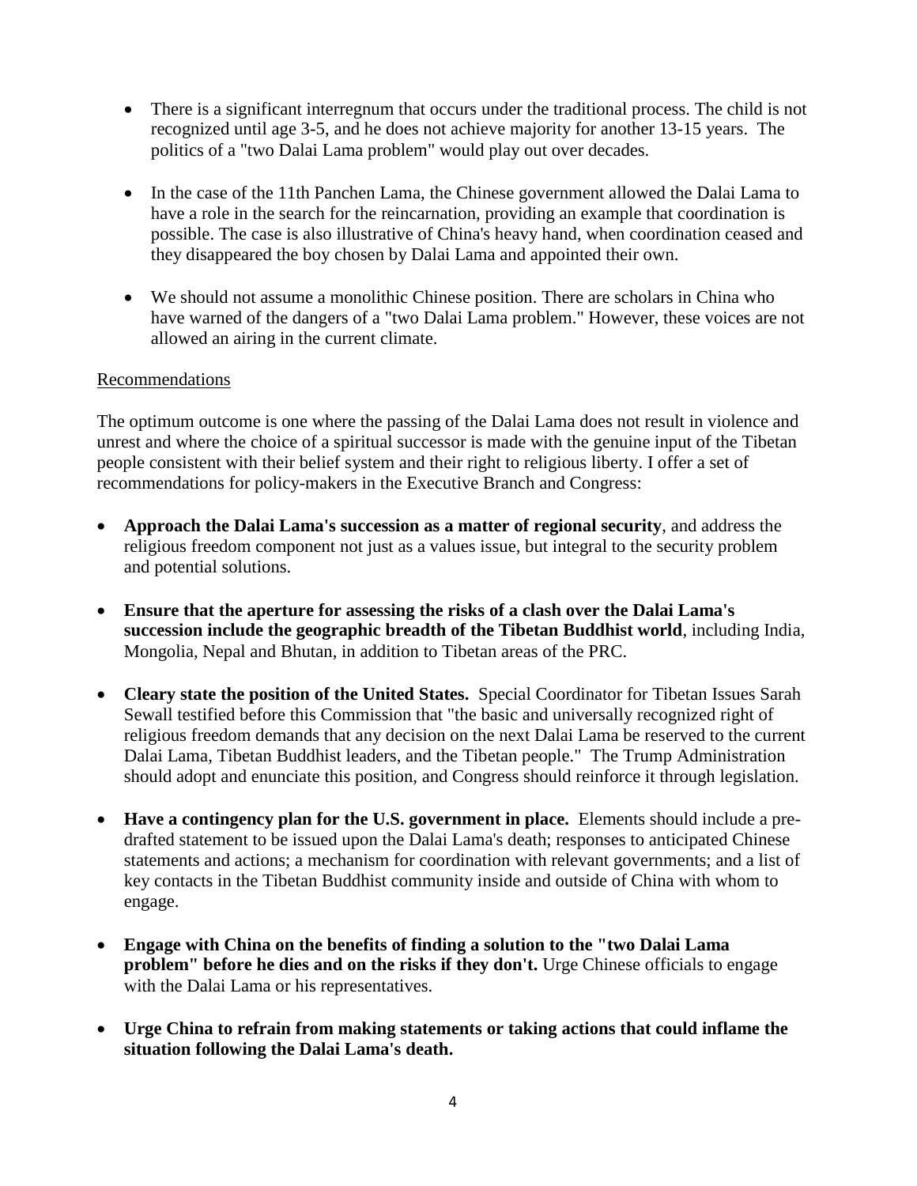- There is a significant interregnum that occurs under the traditional process. The child is not recognized until age 3-5, and he does not achieve majority for another 13-15 years. The politics of a "two Dalai Lama problem" would play out over decades.

- In the case of the 11th Panchen Lama, the Chinese government allowed the Dalai Lama to have a role in the search for the reincarnation, providing an example that coordination is possible. The case is also illustrative of China's heavy hand, when coordination ceased and they disappeared the boy chosen by Dalai Lama and appointed their own.

- We should not assume a monolithic Chinese position. There are scholars in China who have warned of the dangers of a "two Dalai Lama problem." However, these voices are not allowed an airing in the current climate.

Recommendations

The optimum outcome is one where the passing of the Dalai Lama does not result in violence and unrest and where the choice of a spiritual successor is made with the genuine input of the Tibetan people consistent with their belief system and their right to religious liberty. I offer a set of recommendations for policy-makers in the Executive Branch and Congress:

- **Approach the Dalai Lama's succession as a matter of regional security**, and address the religious freedom component not just as a values issue, but integral to the security problem and potential solutions.

- **Ensure that the aperture for assessing the risks of a clash over the Dalai Lama's succession include the geographic breadth of the Tibetan Buddhist world**, including India, Mongolia, Nepal and Bhutan, in addition to Tibetan areas of the PRC.

- **Cleary state the position of the United States.** Special Coordinator for Tibetan Issues Sarah Sewall testified before this Commission that "the basic and universally recognized right of religious freedom demands that any decision on the next Dalai Lama be reserved to the current Dalai Lama, Tibetan Buddhist leaders, and the Tibetan people." The Trump Administration should adopt and enunciate this position, and Congress should reinforce it through legislation.

- **Have a contingency plan for the U.S. government in place.** Elements should include a pre-drafted statement to be issued upon the Dalai Lama's death; responses to anticipated Chinese statements and actions; a mechanism for coordination with relevant governments; and a list of key contacts in the Tibetan Buddhist community inside and outside of China with whom to engage.

- **Engage with China on the benefits of finding a solution to the "two Dalai Lama problem" before he dies and on the risks if they don't.** Urge Chinese officials to engage with the Dalai Lama or his representatives.

- **Urge China to refrain from making statements or taking actions that could inflame the situation following the Dalai Lama's death.**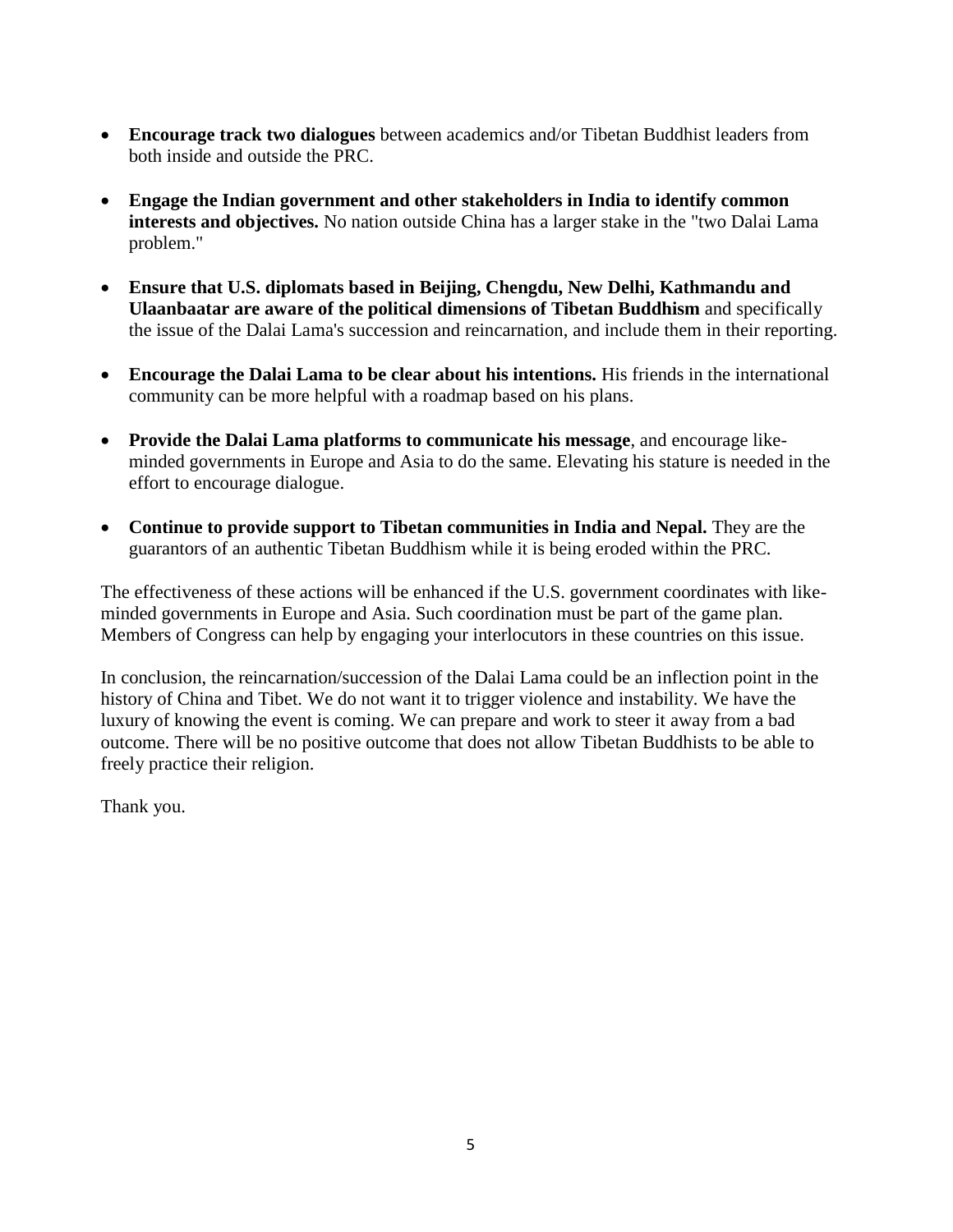- **Encourage track two dialogues** between academics and/or Tibetan Buddhist leaders from both inside and outside the PRC.

- **Engage the Indian government and other stakeholders in India to identify common interests and objectives.** No nation outside China has a larger stake in the "two Dalai Lama problem."

- **Ensure that U.S. diplomats based in Beijing, Chengdu, New Delhi, Kathmandu and Ulaanbaatar are aware of the political dimensions of Tibetan Buddhism** and specifically the issue of the Dalai Lama's succession and reincarnation, and include them in their reporting.

- **Encourage the Dalai Lama to be clear about his intentions.** His friends in the international community can be more helpful with a roadmap based on his plans.

- **Provide the Dalai Lama platforms to communicate his message**, and encourage like-minded governments in Europe and Asia to do the same. Elevating his stature is needed in the effort to encourage dialogue.

- **Continue to provide support to Tibetan communities in India and Nepal.** They are the guarantors of an authentic Tibetan Buddhism while it is being eroded within the PRC.

The effectiveness of these actions will be enhanced if the U.S. government coordinates with like-minded governments in Europe and Asia. Such coordination must be part of the game plan. Members of Congress can help by engaging your interlocutors in these countries on this issue.

In conclusion, the reincarnation/succession of the Dalai Lama could be an inflection point in the history of China and Tibet. We do not want it to trigger violence and instability. We have the luxury of knowing the event is coming. We can prepare and work to steer it away from a bad outcome. There will be no positive outcome that does not allow Tibetan Buddhists to be able to freely practice their religion.

Thank you.